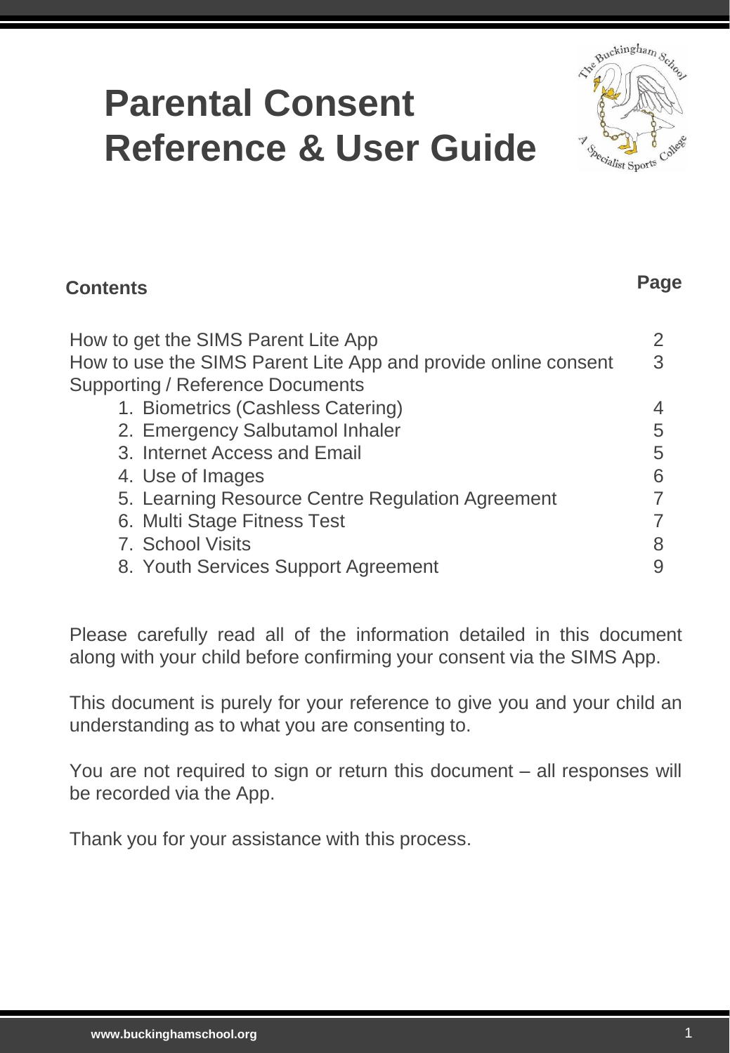# Parental Consent Reference & User Guide

| Contents | Page |
| --- | --- |
| How to get the SIMS Parent Lite App | 2 |
| How to use the SIMS Parent Lite App and provide online consent | 3 |
| Supporting / Reference Documents | |
| 1. Biometrics (Cashless Catering) | 4 |
| 2. Emergency Salbutamol Inhaler | 5 |
| 3. Internet Access and Email | 5 |
| 4. Use of Images | 6 |
| 5. Learning Resource Centre Regulation Agreement | 7 |
| 6. Multi Stage Fitness Test | 7 |
| 7. School Visits | 8 |
| 8. Youth Services Support Agreement | 9 |

Please carefully read all of the information detailed in this document along with your child before confirming your consent via the SIMS App.

This document is purely for your reference to give you and your child an understanding as to what you are consenting to.

You are not required to sign or return this document – all responses will be recorded via the App.

Thank you for your assistance with this process.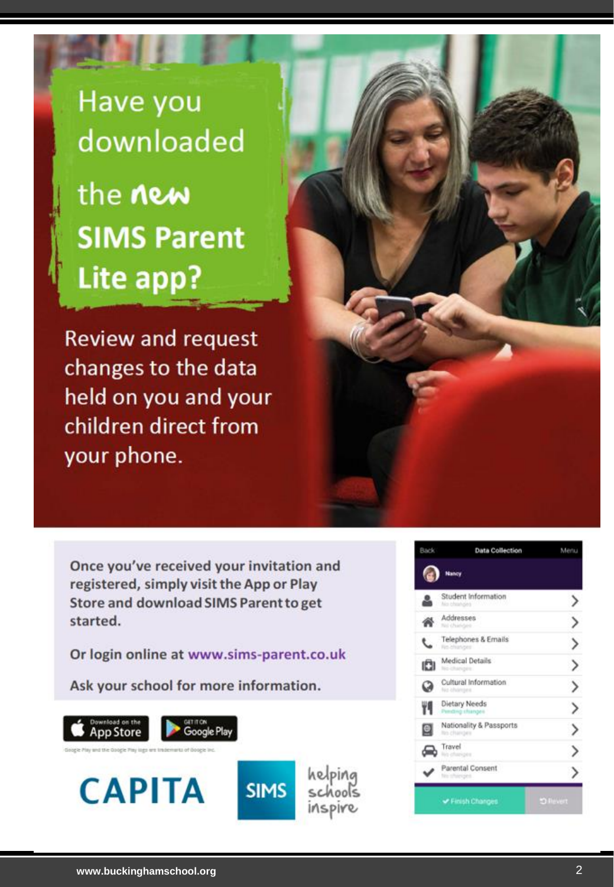# Have you downloaded the *new* SIMS Parent Lite app?

Review and request changes to the data held on you and your children direct from your phone.

**Once you've received your invitation and registered, simply visit the App or Play Store and download SIMS Parent to get started.**

**Or login online at www.sims-parent.co.uk**

**Ask your school for more information.**

Download on the App Store | GET IT ON Google Play

Google Play and the Google Play logo are trademarks of Google Inc.

CAPITA

SIMS helping schools inspire

| Back | Data Collection | Menu |
|---|---|---|
| Nancy | | |
| Student Information | No changes | > |
| Addresses | No changes | > |
| Telephones & Emails | No changes | > |
| Medical Details | No changes | > |
| Cultural Information | No changes | > |
| Dietary Needs | Pending changes | > |
| Nationality & Passports | No changes | > |
| Travel | No changes | > |
| Parental Consent | No changes | > |
| ✔ Finish Changes | | Revert |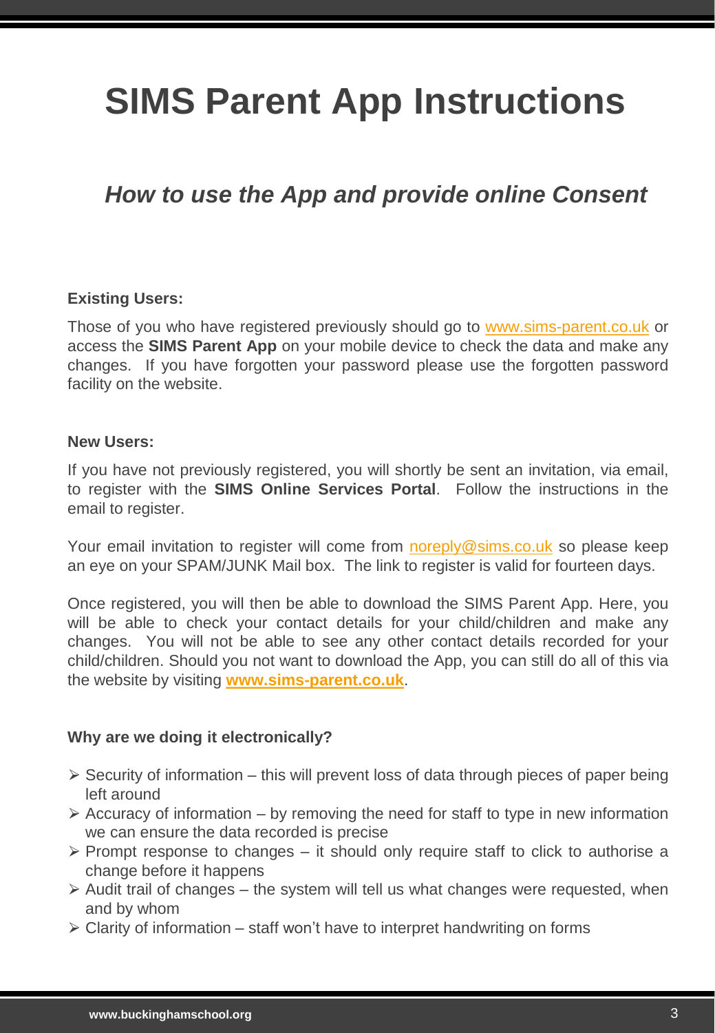# SIMS Parent App Instructions

## *How to use the App and provide online Consent*

**Existing Users:**

Those of you who have registered previously should go to www.sims-parent.co.uk or access the **SIMS Parent App** on your mobile device to check the data and make any changes. If you have forgotten your password please use the forgotten password facility on the website.

**New Users:**

If you have not previously registered, you will shortly be sent an invitation, via email, to register with the **SIMS Online Services Portal**. Follow the instructions in the email to register.

Your email invitation to register will come from noreply@sims.co.uk so please keep an eye on your SPAM/JUNK Mail box. The link to register is valid for fourteen days.

Once registered, you will then be able to download the SIMS Parent App. Here, you will be able to check your contact details for your child/children and make any changes. You will not be able to see any other contact details recorded for your child/children. Should you not want to download the App, you can still do all of this via the website by visiting **www.sims-parent.co.uk**.

**Why are we doing it electronically?**

- Security of information – this will prevent loss of data through pieces of paper being left around
- Accuracy of information – by removing the need for staff to type in new information we can ensure the data recorded is precise
- Prompt response to changes – it should only require staff to click to authorise a change before it happens
- Audit trail of changes – the system will tell us what changes were requested, when and by whom
- Clarity of information – staff won't have to interpret handwriting on forms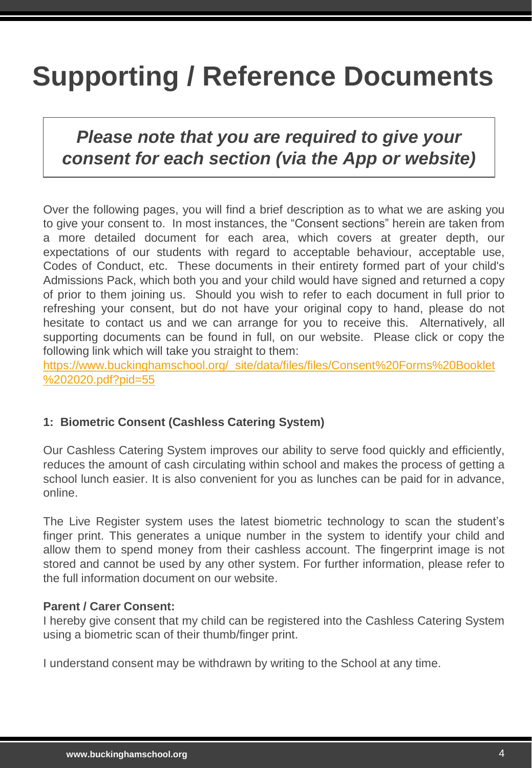# Supporting / Reference Documents

***Please note that you are required to give your consent for each section (via the App or website)***

Over the following pages, you will find a brief description as to what we are asking you to give your consent to. In most instances, the "Consent sections" herein are taken from a more detailed document for each area, which covers at greater depth, our expectations of our students with regard to acceptable behaviour, acceptable use, Codes of Conduct, etc. These documents in their entirety formed part of your child's Admissions Pack, which both you and your child would have signed and returned a copy of prior to them joining us. Should you wish to refer to each document in full prior to refreshing your consent, but do not have your original copy to hand, please do not hesitate to contact us and we can arrange for you to receive this. Alternatively, all supporting documents can be found in full, on our website. Please click or copy the following link which will take you straight to them:
[https://www.buckinghamschool.org/_site/data/files/files/Consent%20Forms%20Booklet%202020.pdf?pid=55](https://www.buckinghamschool.org/_site/data/files/files/Consent%20Forms%20Booklet%202020.pdf?pid=55)

**1: Biometric Consent (Cashless Catering System)**

Our Cashless Catering System improves our ability to serve food quickly and efficiently, reduces the amount of cash circulating within school and makes the process of getting a school lunch easier. It is also convenient for you as lunches can be paid for in advance, online.

The Live Register system uses the latest biometric technology to scan the student's finger print. This generates a unique number in the system to identify your child and allow them to spend money from their cashless account. The fingerprint image is not stored and cannot be used by any other system. For further information, please refer to the full information document on our website.

**Parent / Carer Consent:**
I hereby give consent that my child can be registered into the Cashless Catering System using a biometric scan of their thumb/finger print.

I understand consent may be withdrawn by writing to the School at any time.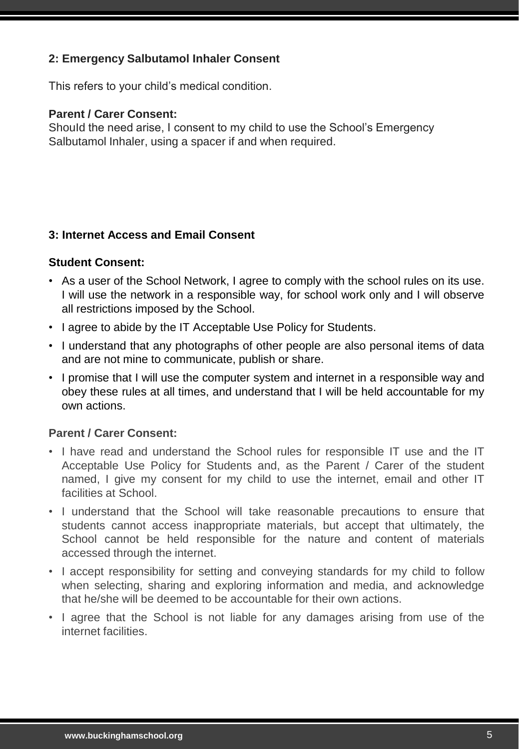## 2: Emergency Salbutamol Inhaler Consent

This refers to your child's medical condition.

**Parent / Carer Consent:**
Should the need arise, I consent to my child to use the School's Emergency Salbutamol Inhaler, using a spacer if and when required.

## 3: Internet Access and Email Consent

**Student Consent:**

- As a user of the School Network, I agree to comply with the school rules on its use. I will use the network in a responsible way, for school work only and I will observe all restrictions imposed by the School.
- I agree to abide by the IT Acceptable Use Policy for Students.
- I understand that any photographs of other people are also personal items of data and are not mine to communicate, publish or share.
- I promise that I will use the computer system and internet in a responsible way and obey these rules at all times, and understand that I will be held accountable for my own actions.

**Parent / Carer Consent:**

- I have read and understand the School rules for responsible IT use and the IT Acceptable Use Policy for Students and, as the Parent / Carer of the student named, I give my consent for my child to use the internet, email and other IT facilities at School.
- I understand that the School will take reasonable precautions to ensure that students cannot access inappropriate materials, but accept that ultimately, the School cannot be held responsible for the nature and content of materials accessed through the internet.
- I accept responsibility for setting and conveying standards for my child to follow when selecting, sharing and exploring information and media, and acknowledge that he/she will be deemed to be accountable for their own actions.
- I agree that the School is not liable for any damages arising from use of the internet facilities.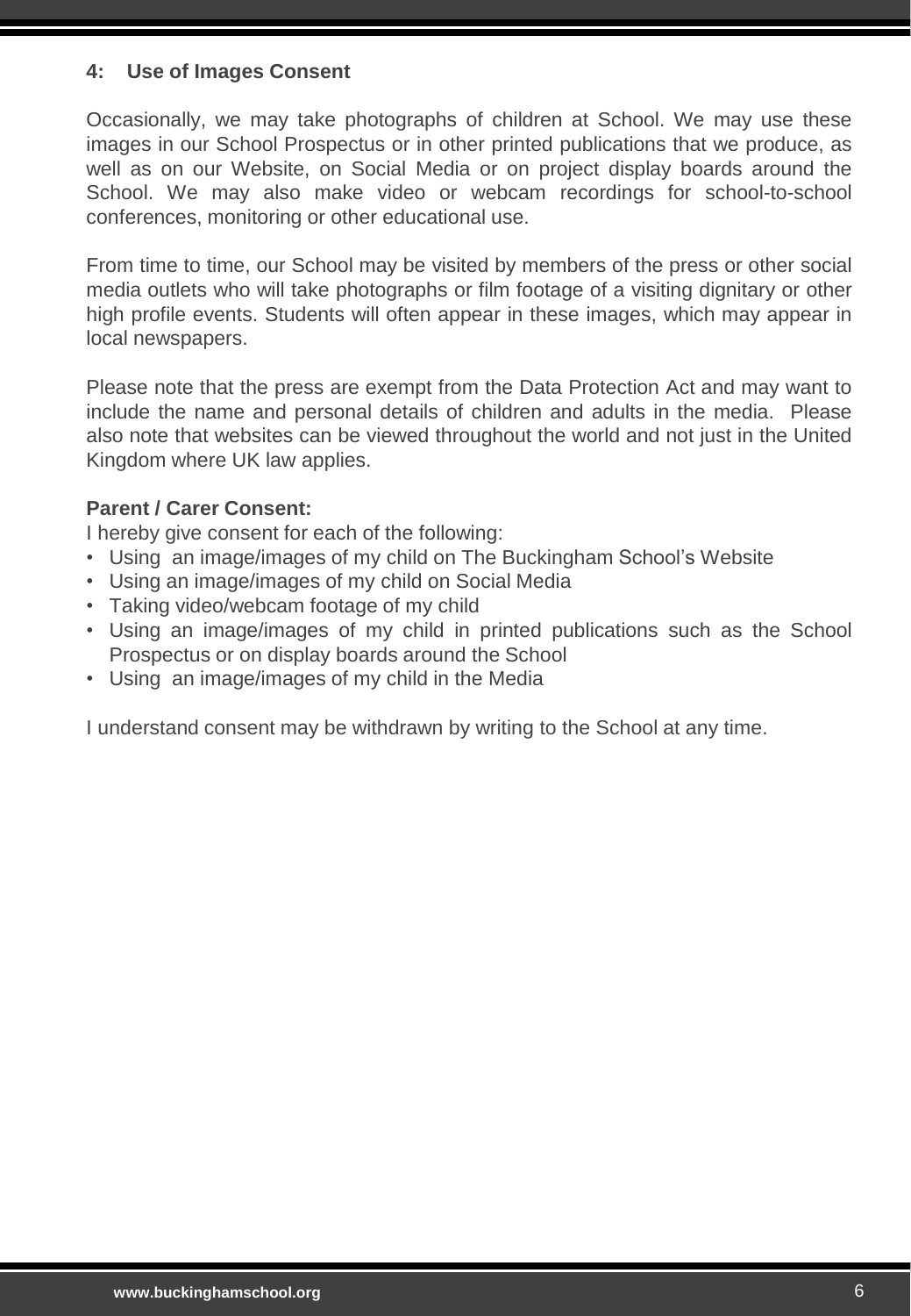## 4: Use of Images Consent

Occasionally, we may take photographs of children at School. We may use these images in our School Prospectus or in other printed publications that we produce, as well as on our Website, on Social Media or on project display boards around the School. We may also make video or webcam recordings for school-to-school conferences, monitoring or other educational use.

From time to time, our School may be visited by members of the press or other social media outlets who will take photographs or film footage of a visiting dignitary or other high profile events. Students will often appear in these images, which may appear in local newspapers.

Please note that the press are exempt from the Data Protection Act and may want to include the name and personal details of children and adults in the media. Please also note that websites can be viewed throughout the world and not just in the United Kingdom where UK law applies.

**Parent / Carer Consent:**

I hereby give consent for each of the following:

- Using an image/images of my child on The Buckingham School's Website
- Using an image/images of my child on Social Media
- Taking video/webcam footage of my child
- Using an image/images of my child in printed publications such as the School Prospectus or on display boards around the School
- Using an image/images of my child in the Media

I understand consent may be withdrawn by writing to the School at any time.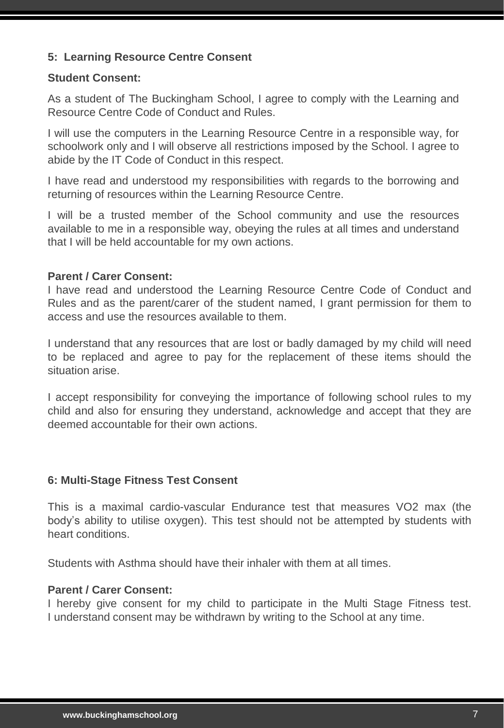## 5: Learning Resource Centre Consent

**Student Consent:**

As a student of The Buckingham School, I agree to comply with the Learning and Resource Centre Code of Conduct and Rules.

I will use the computers in the Learning Resource Centre in a responsible way, for schoolwork only and I will observe all restrictions imposed by the School. I agree to abide by the IT Code of Conduct in this respect.

I have read and understood my responsibilities with regards to the borrowing and returning of resources within the Learning Resource Centre.

I will be a trusted member of the School community and use the resources available to me in a responsible way, obeying the rules at all times and understand that I will be held accountable for my own actions.

**Parent / Carer Consent:**

I have read and understood the Learning Resource Centre Code of Conduct and Rules and as the parent/carer of the student named, I grant permission for them to access and use the resources available to them.

I understand that any resources that are lost or badly damaged by my child will need to be replaced and agree to pay for the replacement of these items should the situation arise.

I accept responsibility for conveying the importance of following school rules to my child and also for ensuring they understand, acknowledge and accept that they are deemed accountable for their own actions.

## 6: Multi-Stage Fitness Test Consent

This is a maximal cardio-vascular Endurance test that measures VO2 max (the body's ability to utilise oxygen). This test should not be attempted by students with heart conditions.

Students with Asthma should have their inhaler with them at all times.

**Parent / Carer Consent:**

I hereby give consent for my child to participate in the Multi Stage Fitness test. I understand consent may be withdrawn by writing to the School at any time.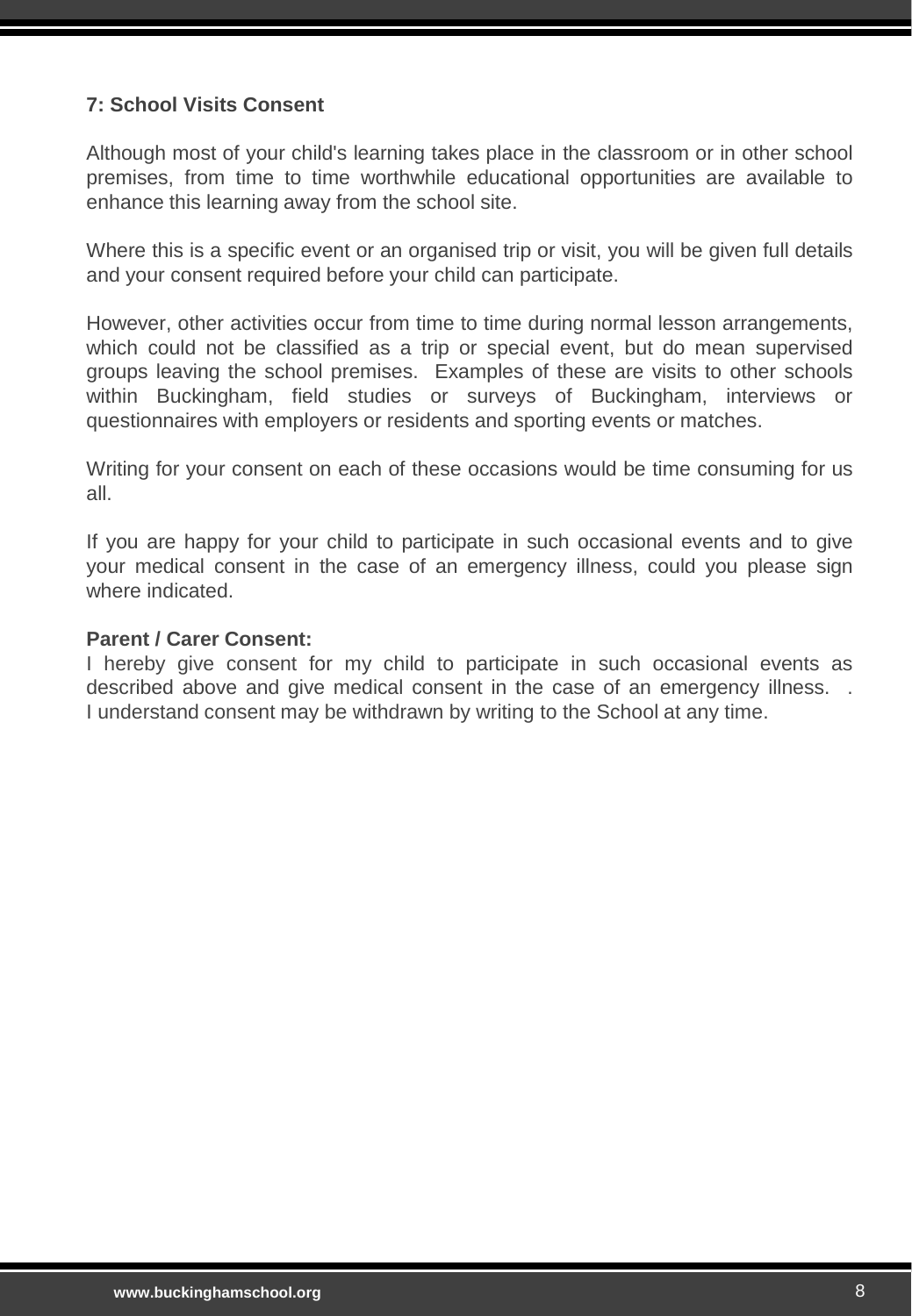**7: School Visits Consent**

Although most of your child's learning takes place in the classroom or in other school premises, from time to time worthwhile educational opportunities are available to enhance this learning away from the school site.

Where this is a specific event or an organised trip or visit, you will be given full details and your consent required before your child can participate.

However, other activities occur from time to time during normal lesson arrangements, which could not be classified as a trip or special event, but do mean supervised groups leaving the school premises. Examples of these are visits to other schools within Buckingham, field studies or surveys of Buckingham, interviews or questionnaires with employers or residents and sporting events or matches.

Writing for your consent on each of these occasions would be time consuming for us all.

If you are happy for your child to participate in such occasional events and to give your medical consent in the case of an emergency illness, could you please sign where indicated.

**Parent / Carer Consent:**
I hereby give consent for my child to participate in such occasional events as described above and give medical consent in the case of an emergency illness. . I understand consent may be withdrawn by writing to the School at any time.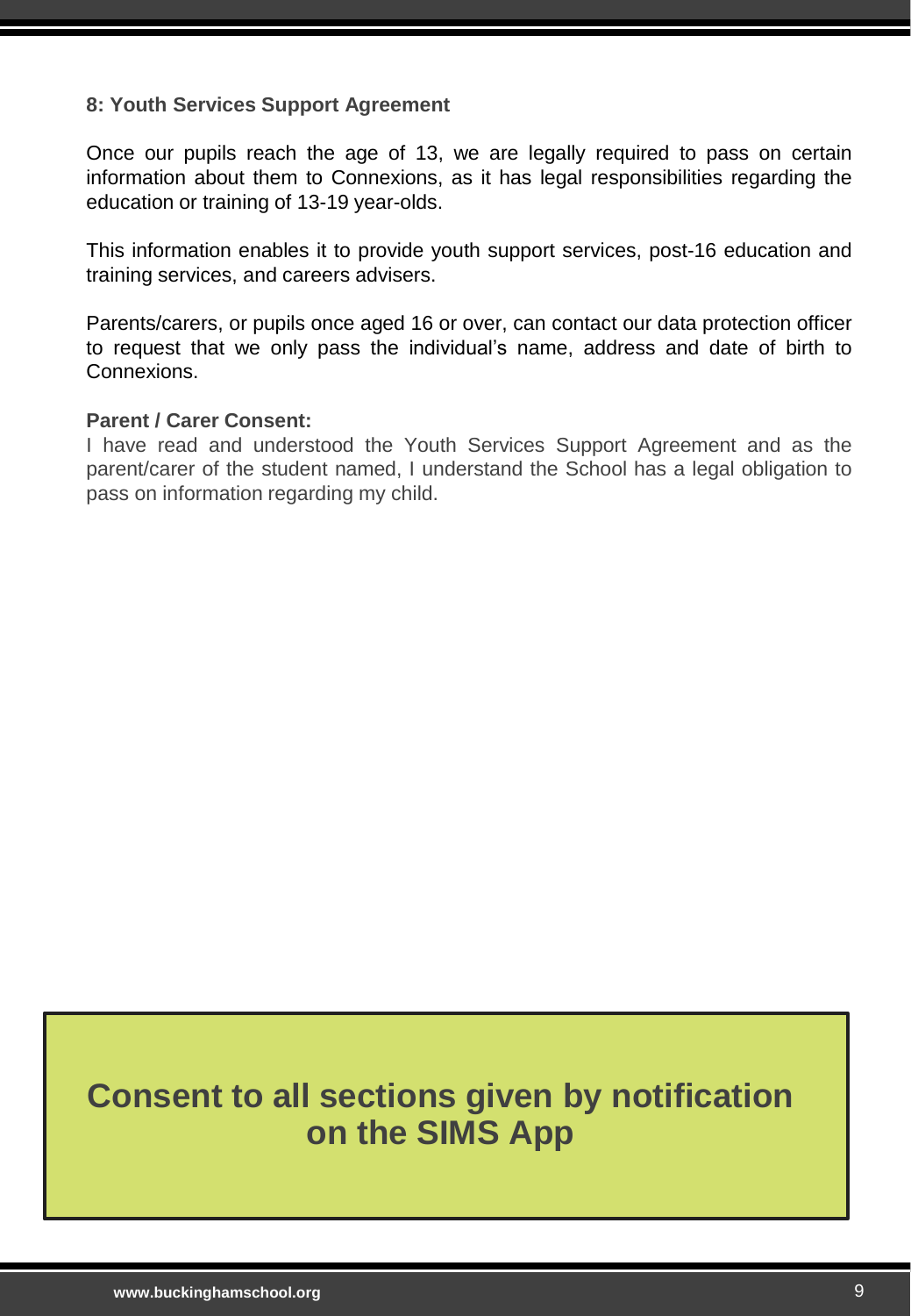### 8: Youth Services Support Agreement

Once our pupils reach the age of 13, we are legally required to pass on certain information about them to Connexions, as it has legal responsibilities regarding the education or training of 13-19 year-olds.

This information enables it to provide youth support services, post-16 education and training services, and careers advisers.

Parents/carers, or pupils once aged 16 or over, can contact our data protection officer to request that we only pass the individual's name, address and date of birth to Connexions.

**Parent / Carer Consent:**

I have read and understood the Youth Services Support Agreement and as the parent/carer of the student named, I understand the School has a legal obligation to pass on information regarding my child.

## Consent to all sections given by notification on the SIMS App